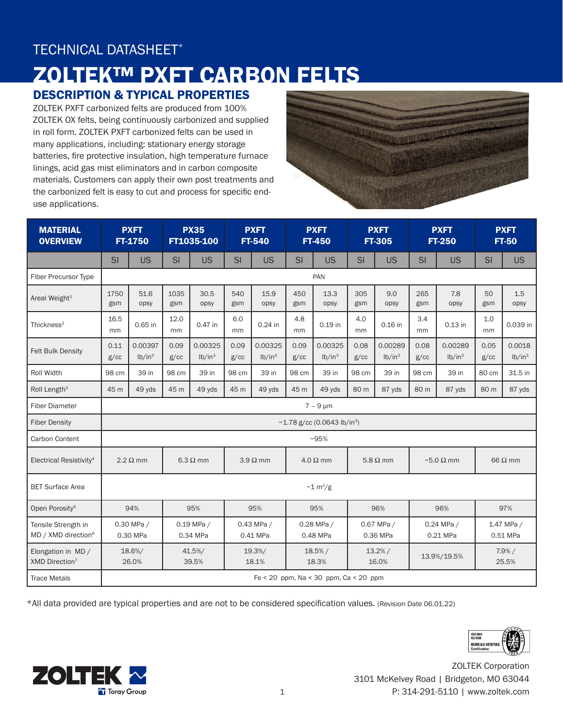TECHNICAL DATASHEET*

# ZOLTEK™ PXFT CARBON FELTS

## DESCRIPTION & TYPICAL PROPERTIES

ZOLTEK PXFT carbonized felts are produced from 100% ZOLTEK OX felts, being continuously carbonized and supplied in roll form. ZOLTEK PXFT carbonized felts can be used in many applications, including: stationary energy storage batteries, fire protective insulation, high temperature furnace linings, acid gas mist eliminators and in carbon composite materials. Customers can apply their own post treatments and the carbonized felt is easy to cut and process for specific end-use applications.

| MATERIAL OVERVIEW | PXFT FT-1750 | | PX35 FT1035-100 | | PXFT FT-540 | | PXFT FT-450 | | PXFT FT-305 | | PXFT FT-250 | | PXFT FT-50 | |
|---|---|---|---|---|---|---|---|---|---|---|---|---|---|---|
| | SI | US | SI | US | SI | US | SI | US | SI | US | SI | US | SI | US |
| Fiber Precursor Type | PAN | | | | | | | | | | | | | |
| Areal Weight[1] | 1750 gsm | 51.6 opsy | 1035 gsm | 30.5 opsy | 540 gsm | 15.9 opsy | 450 gsm | 13.3 opsy | 305 gsm | 9.0 opsy | 265 gsm | 7.8 opsy | 50 gsm | 1.5 opsy |
| Thickness[2] | 16.5 mm | 0.65 in | 12.0 mm | 0.47 in | 6.0 mm | 0.24 in | 4.8 mm | 0.19 in | 4.0 mm | 0.16 in | 3.4 mm | 0.13 in | 1.0 mm | 0.039 in |
| Felt Bulk Density | 0.11 g/cc | 0.00397 lb/in³ | 0.09 g/cc | 0.00325 lb/in³ | 0.09 g/cc | 0.00325 lb/in³ | 0.09 g/cc | 0.00325 lb/in³ | 0.08 g/cc | 0.00289 lb/in³ | 0.08 g/cc | 0.00289 lb/in³ | 0.05 g/cc | 0.0018 lb/in³ |
| Roll Width | 98 cm | 39 in | 98 cm | 39 in | 98 cm | 39 in | 98 cm | 39 in | 98 cm | 39 in | 98 cm | 39 in | 80 cm | 31.5 in |
| Roll Length[3] | 45 m | 49 yds | 45 m | 49 yds | 45 m | 49 yds | 45 m | 49 yds | 80 m | 87 yds | 80 m | 87 yds | 80 m | 87 yds |
| Fiber Diameter | 7 – 9 μm | | | | | | | | | | | | | |
| Fiber Density | ~1.78 g/cc (0.0643 lb/in³) | | | | | | | | | | | | | |
| Carbon Content | ~95% | | | | | | | | | | | | | |
| Electrical Resistivity[4] | 2.2 Ω mm | | 6.3 Ω mm | | 3.9 Ω mm | | 4.0 Ω mm | | 5.8 Ω mm | | ~5.0 Ω mm | | 66 Ω mm | |
| BET Surface Area | ~1 m²/g | | | | | | | | | | | | | |
| Open Porosity[5] | 94% | | 95% | | 95% | | 95% | | 96% | | 96% | | 97% | |
| Tensile Strength in MD / XMD direction[6] | 0.30 MPa / 0.30 MPa | | 0.19 MPa / 0.34 MPa | | 0.43 MPa / 0.41 MPa | | 0.28 MPa / 0.48 MPa | | 0.67 MPa / 0.36 MPa | | 0.24 MPa / 0.21 MPa | | 1.47 MPa / 0.51 MPa | |
| Elongation in MD / XMD Direction[7] | 18.6%/ 26.0% | | 41.5%/ 39.5% | | 19.3%/ 18.1% | | 18.5% / 18.3% | | 13.2% / 16.0% | | 13.9%/19.5% | | 7.9% / 25.5% | |
| Trace Metals | Fe < 20 ppm, Na < 30 ppm, Ca < 20 ppm | | | | | | | | | | | | | |

*All data provided are typical properties and are not to be considered specification values. (Revision Date 06.01.22)

ZOLTEK Corporation
3101 McKelvey Road | Bridgeton, MO 63044
P: 314-291-5110 | www.zoltek.com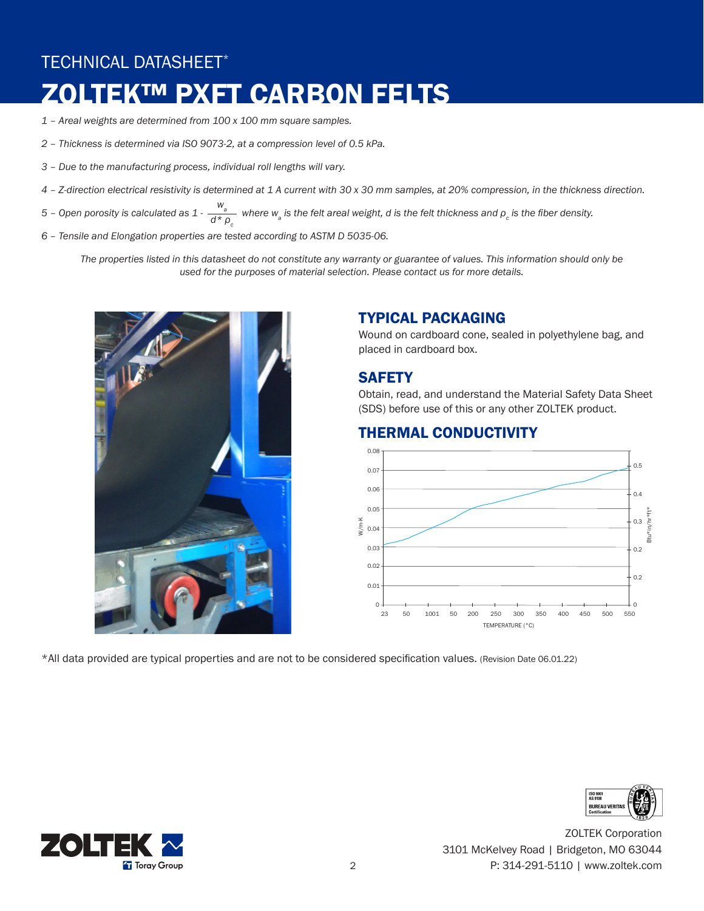TECHNICAL DATASHEET*

# ZOLTEK™ PXFT CARBON FELTS

*1 – Areal weights are determined from 100 x 100 mm square samples.*

*2 – Thickness is determined via ISO 9073-2, at a compression level of 0.5 kPa.*

*3 – Due to the manufacturing process, individual roll lengths will vary.*

*4 – Z-direction electrical resistivity is determined at 1 A current with 30 x 30 mm samples, at 20% compression, in the thickness direction.*

*5 – Open porosity is calculated as* $1 - \frac{w_a}{d * \rho_c}$ *where* $w_a$ *is the felt areal weight, d is the felt thickness and* $\rho_c$ *is the fiber density.*

*6 – Tensile and Elongation properties are tested according to ASTM D 5035-06.*

*The properties listed in this datasheet do not constitute any warranty or guarantee of values. This information should only be used for the purposes of material selection. Please contact us for more details.*

## TYPICAL PACKAGING

Wound on cardboard cone, sealed in polyethylene bag, and placed in cardboard box.

## SAFETY

Obtain, read, and understand the Material Safety Data Sheet (SDS) before use of this or any other ZOLTEK product.

## THERMAL CONDUCTIVITY

W/m-K

0.08
0.07
0.06
0.05
0.04
0.03
0.02
0.01
0

Btu*in/hr*ft²

0.5
0.4
0.3
0.2
0.2
0

23 50 1001 50 200 250 300 350 400 450 500 550

TEMPERATURE (°C)

*All data provided are typical properties and are not to be considered specification values. (Revision Date 06.01.22)

ZOLTEK Corporation
3101 McKelvey Road | Bridgeton, MO 63044
P: 314-291-5110 | www.zoltek.com